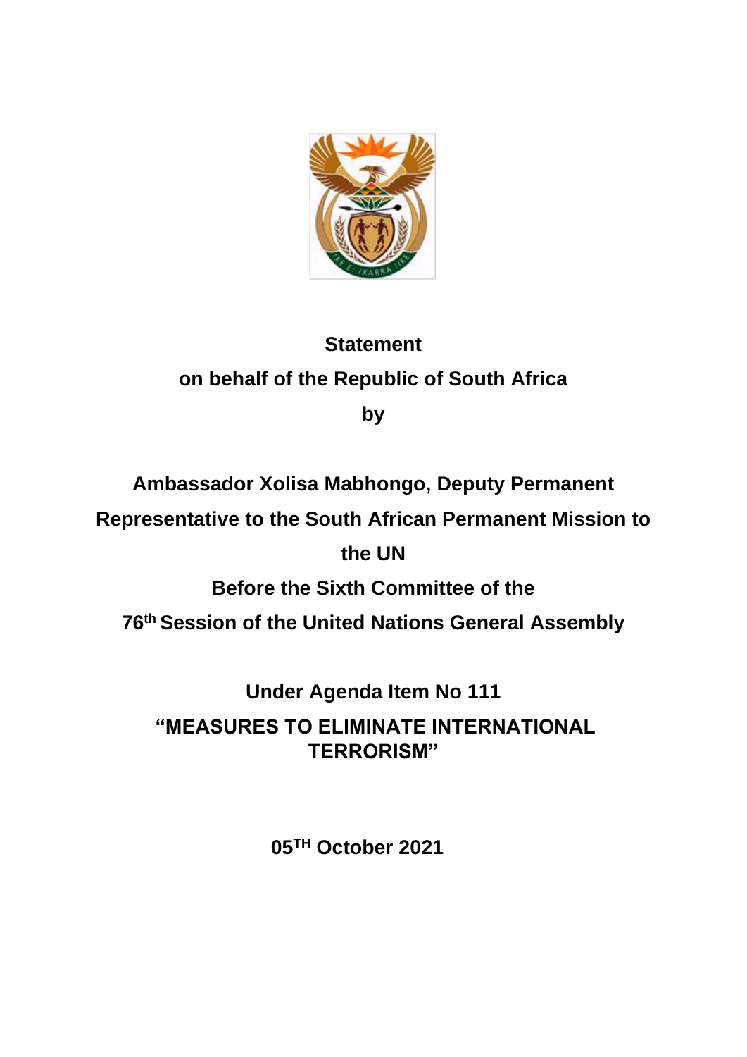**Statement**

**on behalf of the Republic of South Africa**

**by**

**Ambassador Xolisa Mabhongo, Deputy Permanent Representative to the South African Permanent Mission to the UN**

**Before the Sixth Committee of the 76th Session of the United Nations General Assembly**

**Under Agenda Item No 111**

**"MEASURES TO ELIMINATE INTERNATIONAL TERRORISM"**

**05TH October 2021**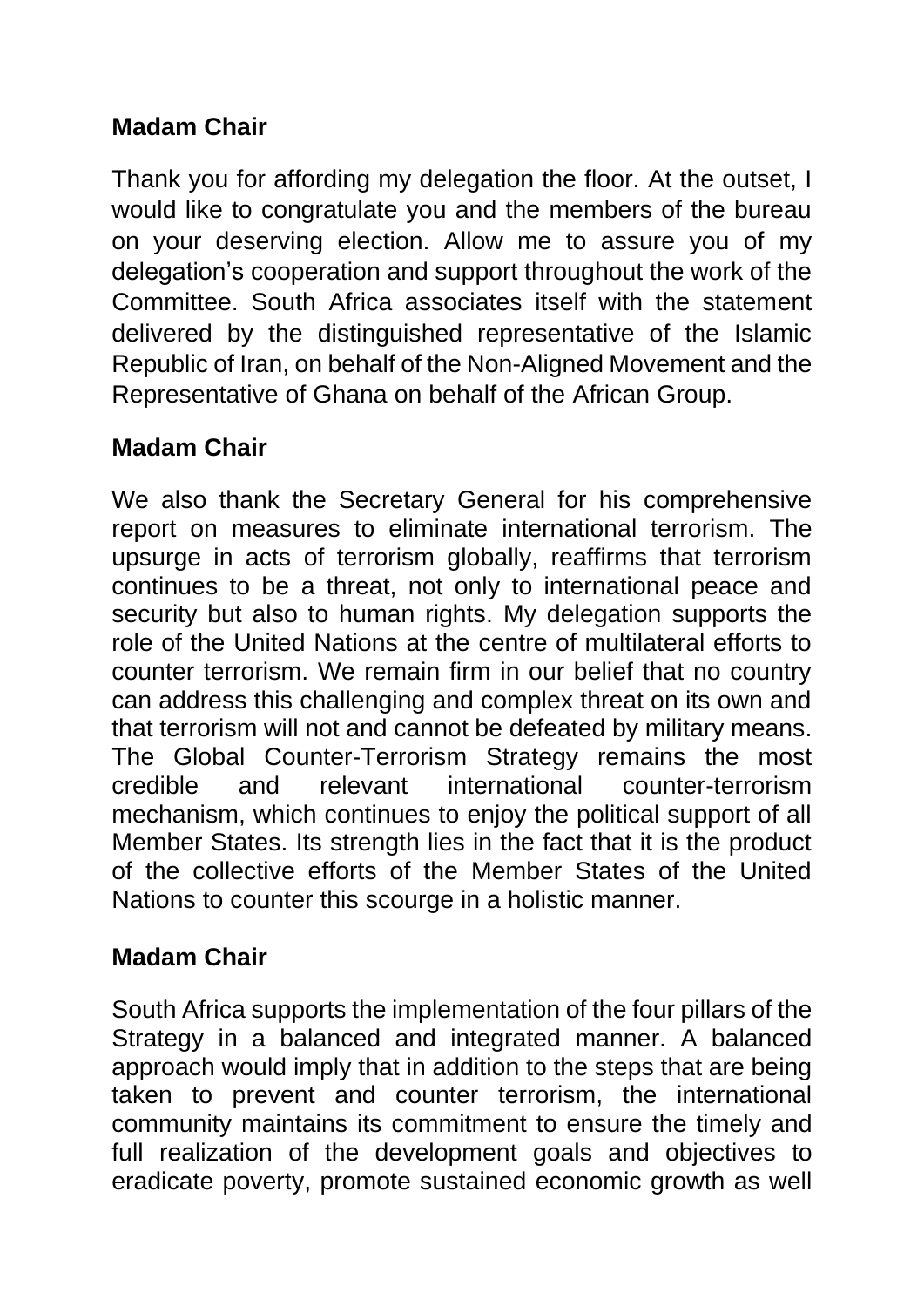**Madam Chair**

Thank you for affording my delegation the floor. At the outset, I would like to congratulate you and the members of the bureau on your deserving election. Allow me to assure you of my delegation’s cooperation and support throughout the work of the Committee. South Africa associates itself with the statement delivered by the distinguished representative of the Islamic Republic of Iran, on behalf of the Non-Aligned Movement and the Representative of Ghana on behalf of the African Group.

**Madam Chair**

We also thank the Secretary General for his comprehensive report on measures to eliminate international terrorism. The upsurge in acts of terrorism globally, reaffirms that terrorism continues to be a threat, not only to international peace and security but also to human rights. My delegation supports the role of the United Nations at the centre of multilateral efforts to counter terrorism. We remain firm in our belief that no country can address this challenging and complex threat on its own and that terrorism will not and cannot be defeated by military means. The Global Counter-Terrorism Strategy remains the most credible and relevant international counter-terrorism mechanism, which continues to enjoy the political support of all Member States. Its strength lies in the fact that it is the product of the collective efforts of the Member States of the United Nations to counter this scourge in a holistic manner.

**Madam Chair**

South Africa supports the implementation of the four pillars of the Strategy in a balanced and integrated manner. A balanced approach would imply that in addition to the steps that are being taken to prevent and counter terrorism, the international community maintains its commitment to ensure the timely and full realization of the development goals and objectives to eradicate poverty, promote sustained economic growth as well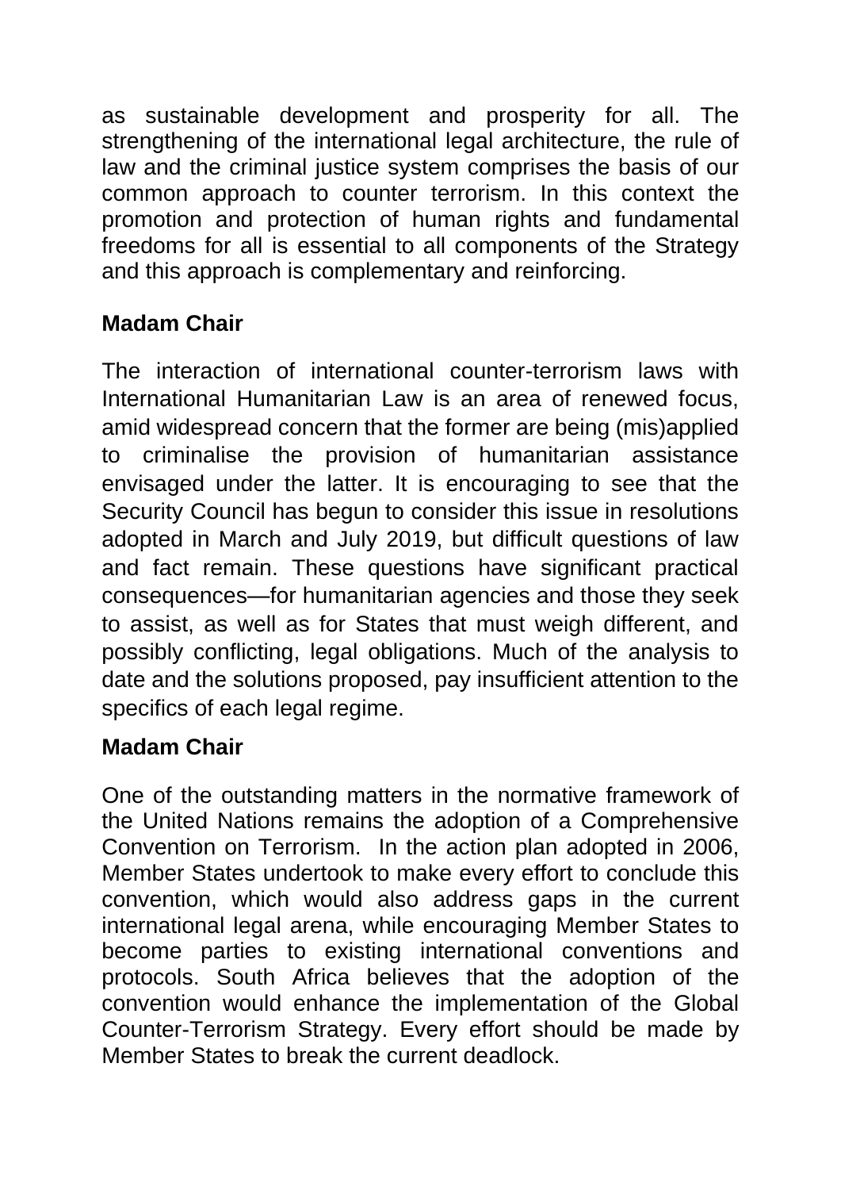as sustainable development and prosperity for all. The strengthening of the international legal architecture, the rule of law and the criminal justice system comprises the basis of our common approach to counter terrorism. In this context the promotion and protection of human rights and fundamental freedoms for all is essential to all components of the Strategy and this approach is complementary and reinforcing.

**Madam Chair**

The interaction of international counter-terrorism laws with International Humanitarian Law is an area of renewed focus, amid widespread concern that the former are being (mis)applied to criminalise the provision of humanitarian assistance envisaged under the latter. It is encouraging to see that the Security Council has begun to consider this issue in resolutions adopted in March and July 2019, but difficult questions of law and fact remain. These questions have significant practical consequences—for humanitarian agencies and those they seek to assist, as well as for States that must weigh different, and possibly conflicting, legal obligations. Much of the analysis to date and the solutions proposed, pay insufficient attention to the specifics of each legal regime.

**Madam Chair**

One of the outstanding matters in the normative framework of the United Nations remains the adoption of a Comprehensive Convention on Terrorism. In the action plan adopted in 2006, Member States undertook to make every effort to conclude this convention, which would also address gaps in the current international legal arena, while encouraging Member States to become parties to existing international conventions and protocols. South Africa believes that the adoption of the convention would enhance the implementation of the Global Counter-Terrorism Strategy. Every effort should be made by Member States to break the current deadlock.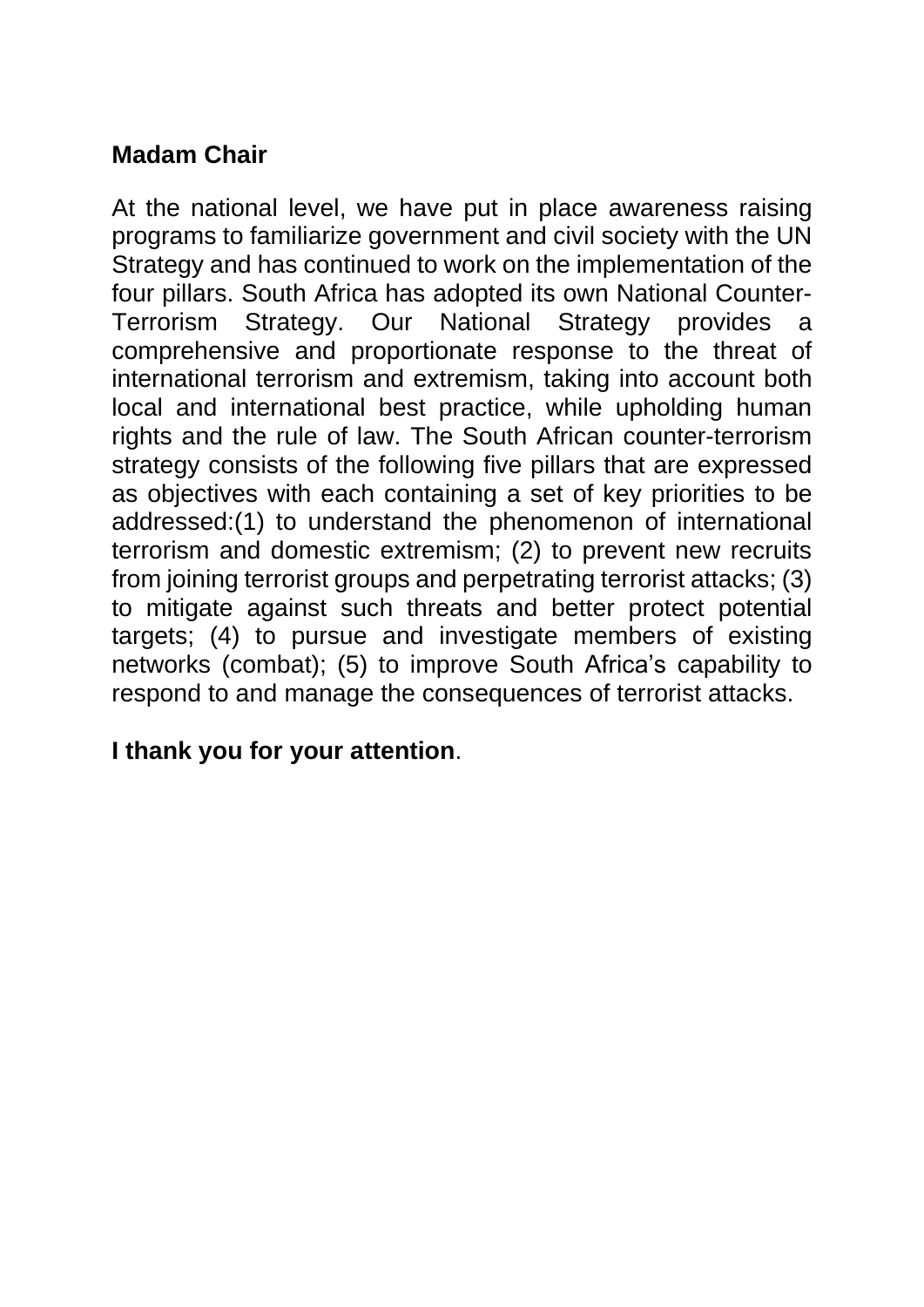**Madam Chair**

At the national level, we have put in place awareness raising programs to familiarize government and civil society with the UN Strategy and has continued to work on the implementation of the four pillars. South Africa has adopted its own National Counter-Terrorism Strategy. Our National Strategy provides a comprehensive and proportionate response to the threat of international terrorism and extremism, taking into account both local and international best practice, while upholding human rights and the rule of law. The South African counter-terrorism strategy consists of the following five pillars that are expressed as objectives with each containing a set of key priorities to be addressed:(1) to understand the phenomenon of international terrorism and domestic extremism; (2) to prevent new recruits from joining terrorist groups and perpetrating terrorist attacks; (3) to mitigate against such threats and better protect potential targets; (4) to pursue and investigate members of existing networks (combat); (5) to improve South Africa's capability to respond to and manage the consequences of terrorist attacks.

**I thank you for your attention**.